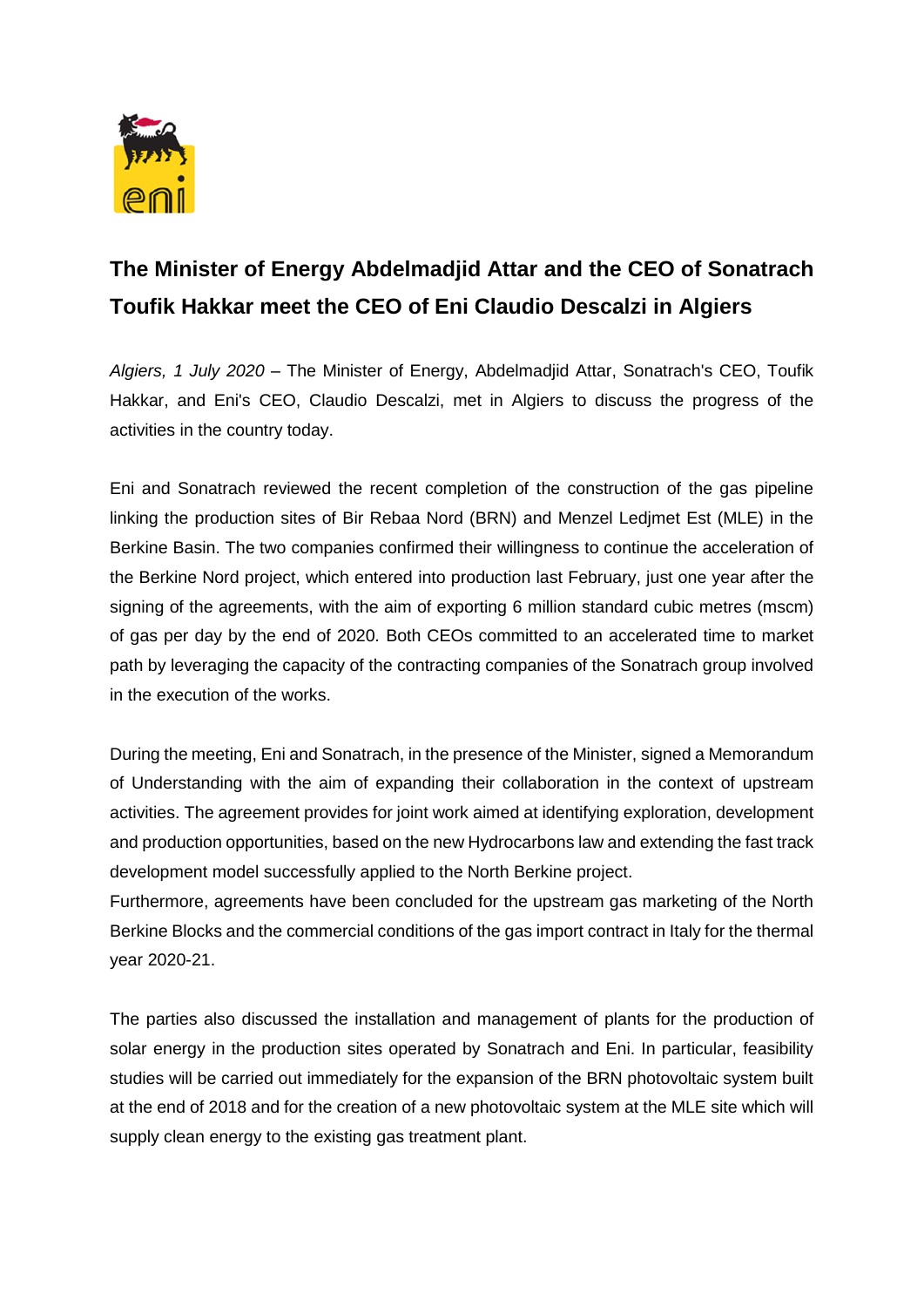# The Minister of Energy Abdelmadjid Attar and the CEO of Sonatrach Toufik Hakkar meet the CEO of Eni Claudio Descalzi in Algiers

*Algiers, 1 July 2020* – The Minister of Energy, Abdelmadjid Attar, Sonatrach's CEO, Toufik Hakkar, and Eni's CEO, Claudio Descalzi, met in Algiers to discuss the progress of the activities in the country today.

Eni and Sonatrach reviewed the recent completion of the construction of the gas pipeline linking the production sites of Bir Rebaa Nord (BRN) and Menzel Ledjmet Est (MLE) in the Berkine Basin. The two companies confirmed their willingness to continue the acceleration of the Berkine Nord project, which entered into production last February, just one year after the signing of the agreements, with the aim of exporting 6 million standard cubic metres (mscm) of gas per day by the end of 2020. Both CEOs committed to an accelerated time to market path by leveraging the capacity of the contracting companies of the Sonatrach group involved in the execution of the works.

During the meeting, Eni and Sonatrach, in the presence of the Minister, signed a Memorandum of Understanding with the aim of expanding their collaboration in the context of upstream activities. The agreement provides for joint work aimed at identifying exploration, development and production opportunities, based on the new Hydrocarbons law and extending the fast track development model successfully applied to the North Berkine project.

Furthermore, agreements have been concluded for the upstream gas marketing of the North Berkine Blocks and the commercial conditions of the gas import contract in Italy for the thermal year 2020-21.

The parties also discussed the installation and management of plants for the production of solar energy in the production sites operated by Sonatrach and Eni. In particular, feasibility studies will be carried out immediately for the expansion of the BRN photovoltaic system built at the end of 2018 and for the creation of a new photovoltaic system at the MLE site which will supply clean energy to the existing gas treatment plant.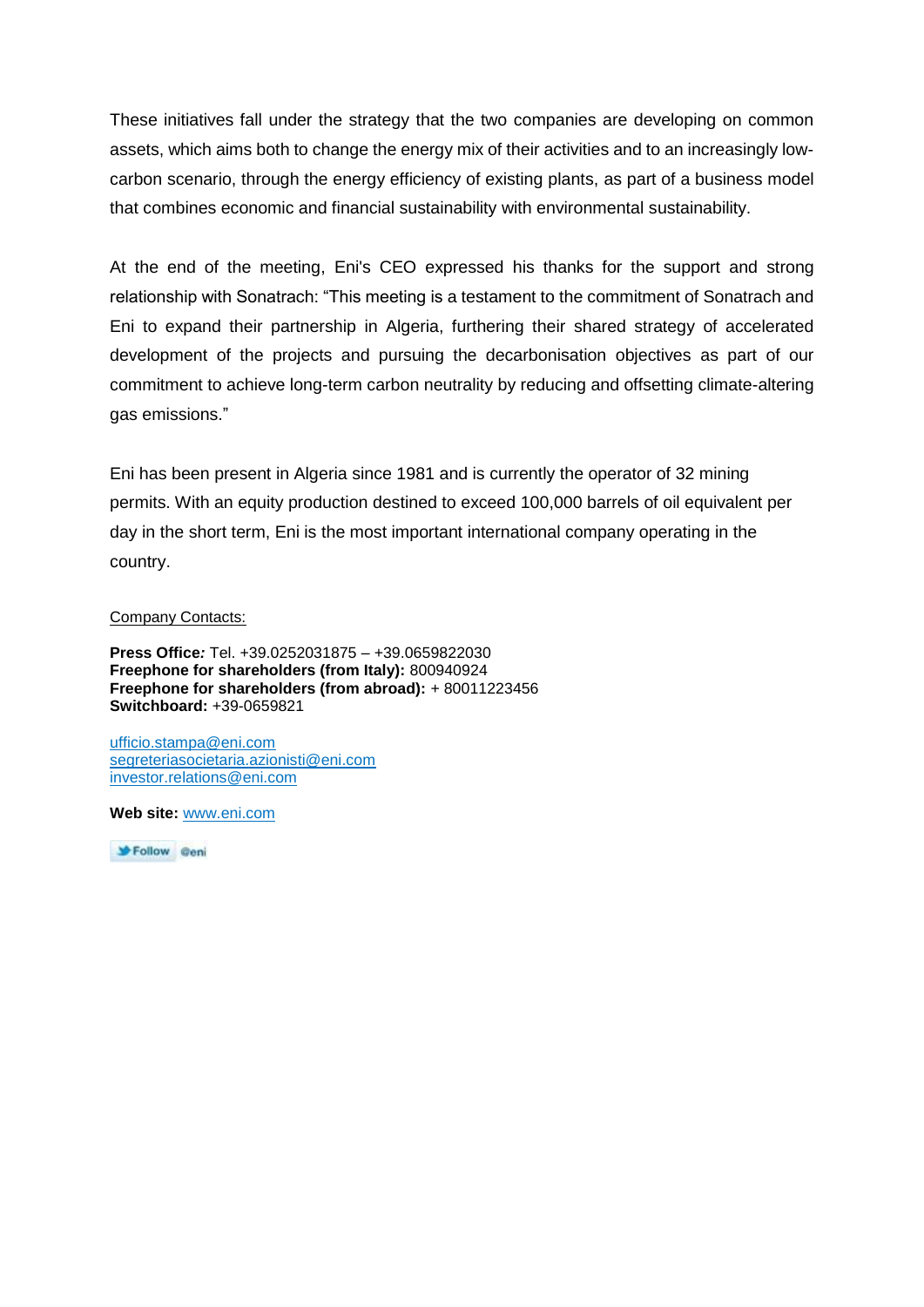These initiatives fall under the strategy that the two companies are developing on common assets, which aims both to change the energy mix of their activities and to an increasingly low-carbon scenario, through the energy efficiency of existing plants, as part of a business model that combines economic and financial sustainability with environmental sustainability.

At the end of the meeting, Eni's CEO expressed his thanks for the support and strong relationship with Sonatrach: "This meeting is a testament to the commitment of Sonatrach and Eni to expand their partnership in Algeria, furthering their shared strategy of accelerated development of the projects and pursuing the decarbonisation objectives as part of our commitment to achieve long-term carbon neutrality by reducing and offsetting climate-altering gas emissions."

Eni has been present in Algeria since 1981 and is currently the operator of 32 mining permits. With an equity production destined to exceed 100,000 barrels of oil equivalent per day in the short term, Eni is the most important international company operating in the country.

Company Contacts:

**Press Office:** Tel. +39.0252031875 – +39.0659822030
**Freephone for shareholders (from Italy):** 800940924
**Freephone for shareholders (from abroad):** + 80011223456
**Switchboard:** +39-0659821

ufficio.stampa@eni.com
segreteriasocietaria.azionisti@eni.com
investor.relations@eni.com

**Web site:** www.eni.com

Follow @eni